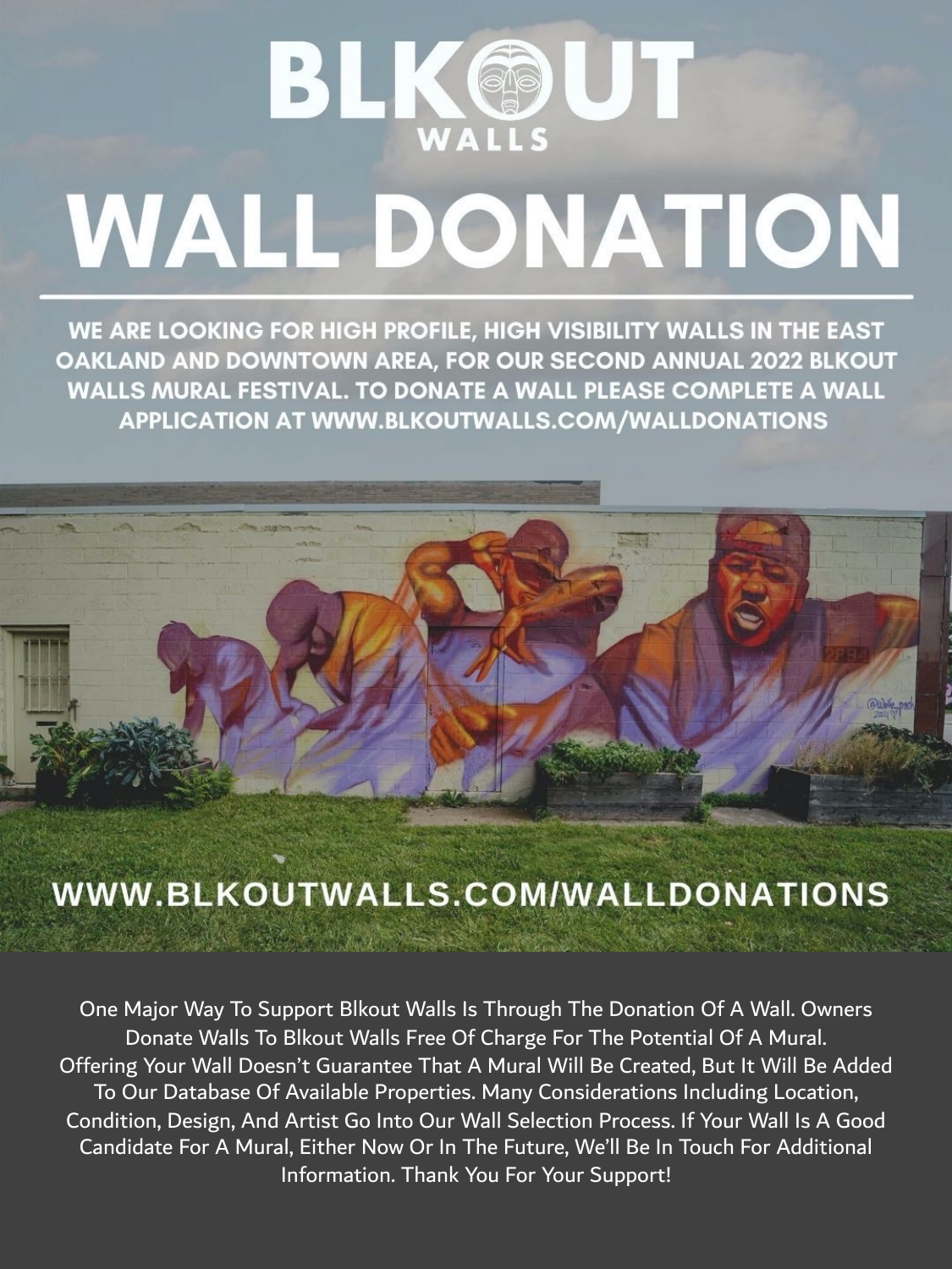# BLKOUT WALLS

# WALL DONATION

**WE ARE LOOKING FOR HIGH PROFILE, HIGH VISIBILITY WALLS IN THE EAST OAKLAND AND DOWNTOWN AREA, FOR OUR SECOND ANNUAL 2022 BLKOUT WALLS MURAL FESTIVAL. TO DONATE A WALL PLEASE COMPLETE A WALL APPLICATION AT WWW.BLKOUTWALLS.COM/WALLDONATIONS**

**WWW.BLKOUTWALLS.COM/WALLDONATIONS**

One Major Way To Support Blkout Walls Is Through The Donation Of A Wall. Owners Donate Walls To Blkout Walls Free Of Charge For The Potential Of A Mural. Offering Your Wall Doesn't Guarantee That A Mural Will Be Created, But It Will Be Added To Our Database Of Available Properties. Many Considerations Including Location, Condition, Design, And Artist Go Into Our Wall Selection Process. If Your Wall Is A Good Candidate For A Mural, Either Now Or In The Future, We'll Be In Touch For Additional Information. Thank You For Your Support!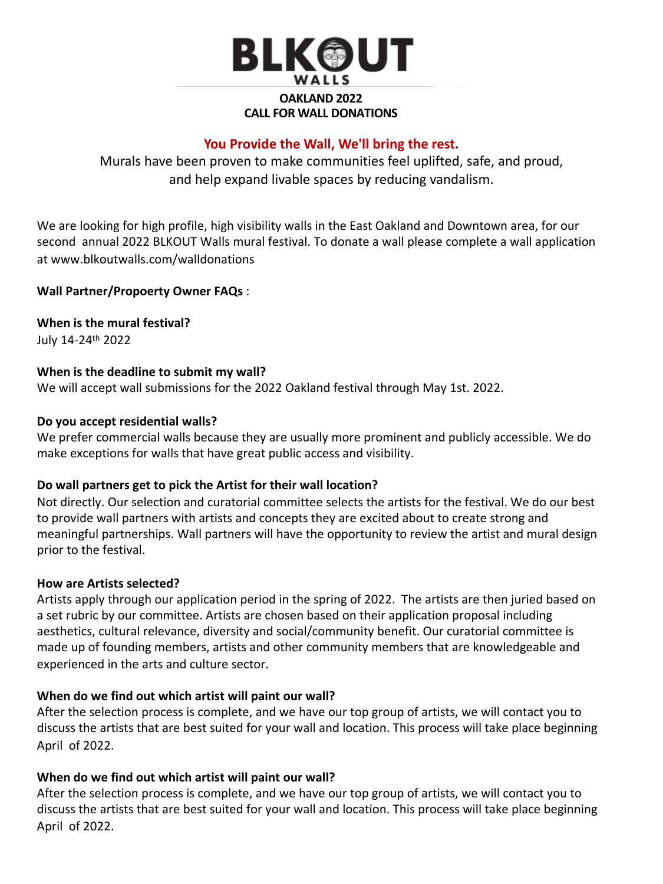**OAKLAND 2022**
**CALL FOR WALL DONATIONS**

**You Provide the Wall, We'll bring the rest.**

Murals have been proven to make communities feel uplifted, safe, and proud, and help expand livable spaces by reducing vandalism.

We are looking for high profile, high visibility walls in the East Oakland and Downtown area, for our second annual 2022 BLKOUT Walls mural festival. To donate a wall please complete a wall application at www.blkoutwalls.com/walldonations

**Wall Partner/Propoerty Owner FAQs** :

**When is the mural festival?**
July 14-24th 2022

**When is the deadline to submit my wall?**
We will accept wall submissions for the 2022 Oakland festival through May 1st. 2022.

**Do you accept residential walls?**
We prefer commercial walls because they are usually more prominent and publicly accessible. We do make exceptions for walls that have great public access and visibility.

**Do wall partners get to pick the Artist for their wall location?**
Not directly. Our selection and curatorial committee selects the artists for the festival. We do our best to provide wall partners with artists and concepts they are excited about to create strong and meaningful partnerships. Wall partners will have the opportunity to review the artist and mural design prior to the festival.

**How are Artists selected?**
Artists apply through our application period in the spring of 2022. The artists are then juried based on a set rubric by our committee. Artists are chosen based on their application proposal including aesthetics, cultural relevance, diversity and social/community benefit. Our curatorial committee is made up of founding members, artists and other community members that are knowledgeable and experienced in the arts and culture sector.

**When do we find out which artist will paint our wall?**
After the selection process is complete, and we have our top group of artists, we will contact you to discuss the artists that are best suited for your wall and location. This process will take place beginning April of 2022.

**When do we find out which artist will paint our wall?**
After the selection process is complete, and we have our top group of artists, we will contact you to discuss the artists that are best suited for your wall and location. This process will take place beginning April of 2022.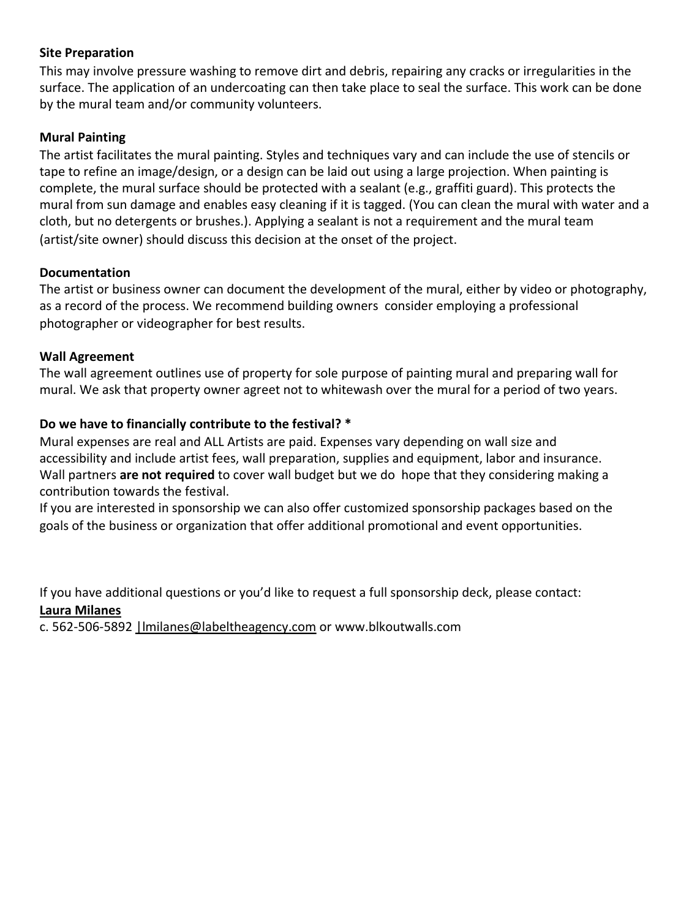**Site Preparation**

This may involve pressure washing to remove dirt and debris, repairing any cracks or irregularities in the surface. The application of an undercoating can then take place to seal the surface. This work can be done by the mural team and/or community volunteers.

**Mural Painting**

The artist facilitates the mural painting. Styles and techniques vary and can include the use of stencils or tape to refine an image/design, or a design can be laid out using a large projection. When painting is complete, the mural surface should be protected with a sealant (e.g., graffiti guard). This protects the mural from sun damage and enables easy cleaning if it is tagged. (You can clean the mural with water and a cloth, but no detergents or brushes.). Applying a sealant is not a requirement and the mural team (artist/site owner) should discuss this decision at the onset of the project.

**Documentation**

The artist or business owner can document the development of the mural, either by video or photography, as a record of the process. We recommend building owners consider employing a professional photographer or videographer for best results.

**Wall Agreement**

The wall agreement outlines use of property for sole purpose of painting mural and preparing wall for mural. We ask that property owner agreet not to whitewash over the mural for a period of two years.

**Do we have to financially contribute to the festival? ***

Mural expenses are real and ALL Artists are paid. Expenses vary depending on wall size and accessibility and include artist fees, wall preparation, supplies and equipment, labor and insurance. Wall partners **are not required** to cover wall budget but we do hope that they considering making a contribution towards the festival.

If you are interested in sponsorship we can also offer customized sponsorship packages based on the goals of the business or organization that offer additional promotional and event opportunities.

If you have additional questions or you'd like to request a full sponsorship deck, please contact:

**Laura Milanes**

c. 562-506-5892 |lmilanes@labeltheagency.com or www.blkoutwalls.com